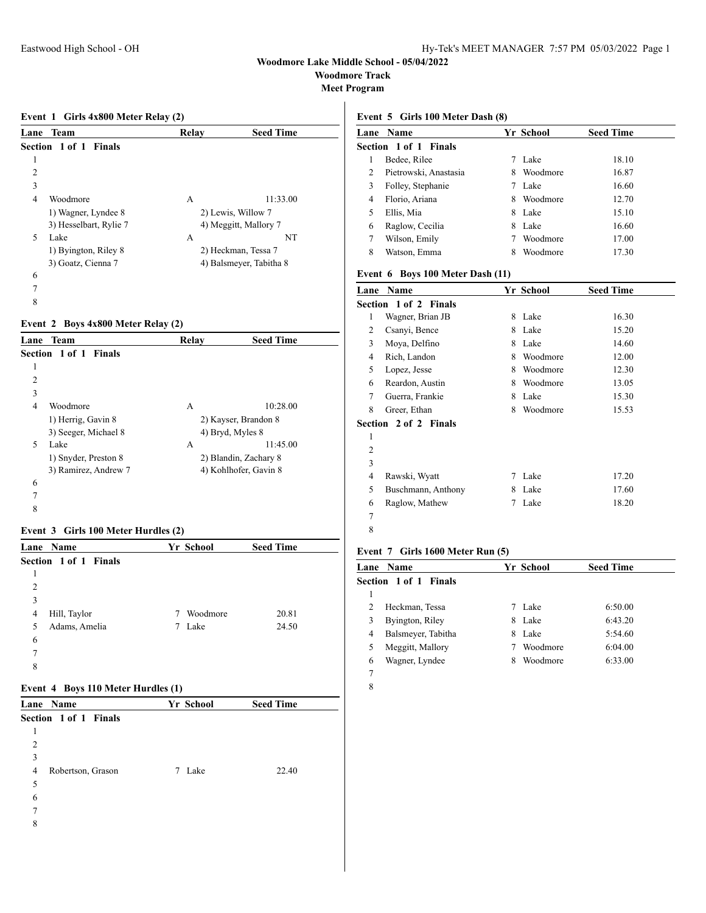# Woodmore Lake Middle School - 05/04/2022

## Woodmore Track

## Meet Program

### Event 1 Girls 4x800 Meter Relay (2)

| Lane | Team | Relay | Seed Time |
|---|---|---|---|
| **Section 1 of 1 Finals** | | | |
| 1 | | | |
| 2 | | | |
| 3 | | | |
| 4 | Woodmore | A | 11:33.00 |
| | 1) Wagner, Lyndee 8 | 2) Lewis, Willow 7 | |
| | 3) Hesselbart, Rylie 7 | 4) Meggitt, Mallory 7 | |
| 5 | Lake | A | NT |
| | 1) Byington, Riley 8 | 2) Heckman, Tessa 7 | |
| | 3) Goatz, Cienna 7 | 4) Balsmeyer, Tabitha 8 | |
| 6 | | | |
| 7 | | | |
| 8 | | | |

### Event 2 Boys 4x800 Meter Relay (2)

| Lane | Team | Relay | Seed Time |
|---|---|---|---|
| **Section 1 of 1 Finals** | | | |
| 1 | | | |
| 2 | | | |
| 3 | | | |
| 4 | Woodmore | A | 10:28.00 |
| | 1) Herrig, Gavin 8 | 2) Kayser, Brandon 8 | |
| | 3) Seeger, Michael 8 | 4) Bryd, Myles 8 | |
| 5 | Lake | A | 11:45.00 |
| | 1) Snyder, Preston 8 | 2) Blandin, Zachary 8 | |
| | 3) Ramirez, Andrew 7 | 4) Kohlhofer, Gavin 8 | |
| 6 | | | |
| 7 | | | |
| 8 | | | |

### Event 3 Girls 100 Meter Hurdles (2)

| Lane | Name | Yr | School | Seed Time |
|---|---|---|---|---|
| **Section 1 of 1 Finals** | | | | |
| 1 | | | | |
| 2 | | | | |
| 3 | | | | |
| 4 | Hill, Taylor | 7 | Woodmore | 20.81 |
| 5 | Adams, Amelia | 7 | Lake | 24.50 |
| 6 | | | | |
| 7 | | | | |
| 8 | | | | |

### Event 4 Boys 110 Meter Hurdles (1)

| Lane | Name | Yr | School | Seed Time |
|---|---|---|---|---|
| **Section 1 of 1 Finals** | | | | |
| 1 | | | | |
| 2 | | | | |
| 3 | | | | |
| 4 | Robertson, Grason | 7 | Lake | 22.40 |
| 5 | | | | |
| 6 | | | | |
| 7 | | | | |
| 8 | | | | |

### Event 5 Girls 100 Meter Dash (8)

| Lane | Name | Yr | School | Seed Time |
|---|---|---|---|---|
| **Section 1 of 1 Finals** | | | | |
| 1 | Bedee, Rilee | 7 | Lake | 18.10 |
| 2 | Pietrowski, Anastasia | 8 | Woodmore | 16.87 |
| 3 | Folley, Stephanie | 7 | Lake | 16.60 |
| 4 | Florio, Ariana | 8 | Woodmore | 12.70 |
| 5 | Ellis, Mia | 8 | Lake | 15.10 |
| 6 | Raglow, Cecilia | 8 | Lake | 16.60 |
| 7 | Wilson, Emily | 7 | Woodmore | 17.00 |
| 8 | Watson, Emma | 8 | Woodmore | 17.30 |

### Event 6 Boys 100 Meter Dash (11)

| Lane | Name | Yr | School | Seed Time |
|---|---|---|---|---|
| **Section 1 of 2 Finals** | | | | |
| 1 | Wagner, Brian JB | 8 | Lake | 16.30 |
| 2 | Csanyi, Bence | 8 | Lake | 15.20 |
| 3 | Moya, Delfino | 8 | Lake | 14.60 |
| 4 | Rich, Landon | 8 | Woodmore | 12.00 |
| 5 | Lopez, Jesse | 8 | Woodmore | 12.30 |
| 6 | Reardon, Austin | 8 | Woodmore | 13.05 |
| 7 | Guerra, Frankie | 8 | Lake | 15.30 |
| 8 | Greer, Ethan | 8 | Woodmore | 15.53 |
| **Section 2 of 2 Finals** | | | | |
| 1 | | | | |
| 2 | | | | |
| 3 | | | | |
| 4 | Rawski, Wyatt | 7 | Lake | 17.20 |
| 5 | Buschmann, Anthony | 8 | Lake | 17.60 |
| 6 | Raglow, Mathew | 7 | Lake | 18.20 |
| 7 | | | | |
| 8 | | | | |

### Event 7 Girls 1600 Meter Run (5)

| Lane | Name | Yr | School | Seed Time |
|---|---|---|---|---|
| **Section 1 of 1 Finals** | | | | |
| 1 | | | | |
| 2 | Heckman, Tessa | 7 | Lake | 6:50.00 |
| 3 | Byington, Riley | 8 | Lake | 6:43.20 |
| 4 | Balsmeyer, Tabitha | 8 | Lake | 5:54.60 |
| 5 | Meggitt, Mallory | 7 | Woodmore | 6:04.00 |
| 6 | Wagner, Lyndee | 8 | Woodmore | 6:33.00 |
| 7 | | | | |
| 8 | | | | |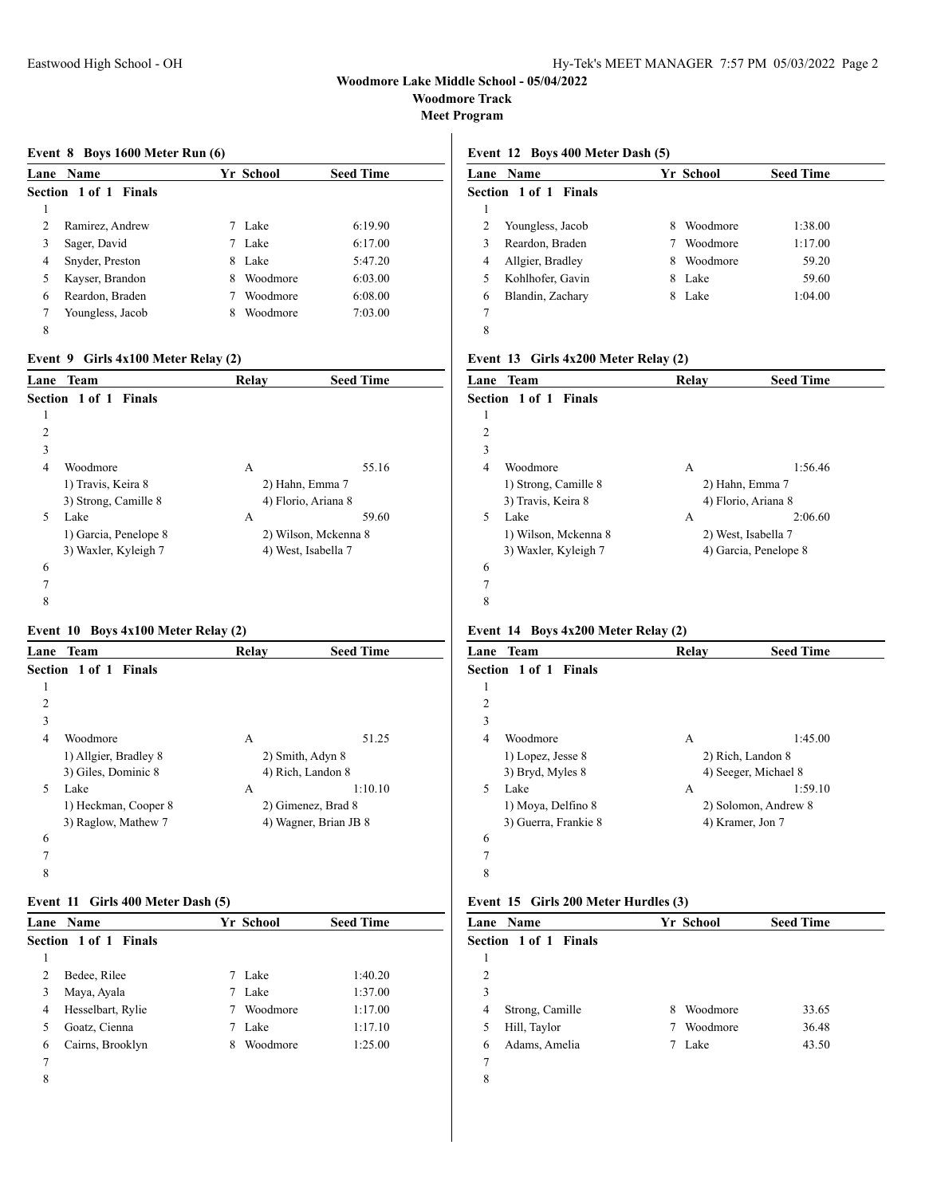# Woodmore Lake Middle School - 05/04/2022

## Woodmore Track

## Meet Program

### Event 8 Boys 1600 Meter Run (6)

| Lane | Name | Yr | School | Seed Time |
|---|---|---|---|---|
| **Section 1 of 1 Finals** | | | | |
| 1 | | | | |
| 2 | Ramirez, Andrew | 7 | Lake | 6:19.90 |
| 3 | Sager, David | 7 | Lake | 6:17.00 |
| 4 | Snyder, Preston | 8 | Lake | 5:47.20 |
| 5 | Kayser, Brandon | 8 | Woodmore | 6:03.00 |
| 6 | Reardon, Braden | 7 | Woodmore | 6:08.00 |
| 7 | Youngless, Jacob | 8 | Woodmore | 7:03.00 |
| 8 | | | | |

### Event 9 Girls 4x100 Meter Relay (2)

| Lane | Team | Relay | Seed Time |
|---|---|---|---|
| **Section 1 of 1 Finals** | | | |
| 1 | | | |
| 2 | | | |
| 3 | | | |
| 4 | Woodmore | A | 55.16 |
| | 1) Travis, Keira 8 | 2) Hahn, Emma 7 | |
| | 3) Strong, Camille 8 | 4) Florio, Ariana 8 | |
| 5 | Lake | A | 59.60 |
| | 1) Garcia, Penelope 8 | 2) Wilson, Mckenna 8 | |
| | 3) Waxler, Kyleigh 7 | 4) West, Isabella 7 | |
| 6 | | | |
| 7 | | | |
| 8 | | | |

### Event 10 Boys 4x100 Meter Relay (2)

| Lane | Team | Relay | Seed Time |
|---|---|---|---|
| **Section 1 of 1 Finals** | | | |
| 1 | | | |
| 2 | | | |
| 3 | | | |
| 4 | Woodmore | A | 51.25 |
| | 1) Allgier, Bradley 8 | 2) Smith, Adyn 8 | |
| | 3) Giles, Dominic 8 | 4) Rich, Landon 8 | |
| 5 | Lake | A | 1:10.10 |
| | 1) Heckman, Cooper 8 | 2) Gimenez, Brad 8 | |
| | 3) Raglow, Mathew 7 | 4) Wagner, Brian JB 8 | |
| 6 | | | |
| 7 | | | |
| 8 | | | |

### Event 11 Girls 400 Meter Dash (5)

| Lane | Name | Yr | School | Seed Time |
|---|---|---|---|---|
| **Section 1 of 1 Finals** | | | | |
| 1 | | | | |
| 2 | Bedee, Rilee | 7 | Lake | 1:40.20 |
| 3 | Maya, Ayala | 7 | Lake | 1:37.00 |
| 4 | Hesselbart, Rylie | 7 | Woodmore | 1:17.00 |
| 5 | Goatz, Cienna | 7 | Lake | 1:17.10 |
| 6 | Cairns, Brooklyn | 8 | Woodmore | 1:25.00 |
| 7 | | | | |
| 8 | | | | |

### Event 12 Boys 400 Meter Dash (5)

| Lane | Name | Yr | School | Seed Time |
|---|---|---|---|---|
| **Section 1 of 1 Finals** | | | | |
| 1 | | | | |
| 2 | Youngless, Jacob | 8 | Woodmore | 1:38.00 |
| 3 | Reardon, Braden | 7 | Woodmore | 1:17.00 |
| 4 | Allgier, Bradley | 8 | Woodmore | 59.20 |
| 5 | Kohlhofer, Gavin | 8 | Lake | 59.60 |
| 6 | Blandin, Zachary | 8 | Lake | 1:04.00 |
| 7 | | | | |
| 8 | | | | |

### Event 13 Girls 4x200 Meter Relay (2)

| Lane | Team | Relay | Seed Time |
|---|---|---|---|
| **Section 1 of 1 Finals** | | | |
| 1 | | | |
| 2 | | | |
| 3 | | | |
| 4 | Woodmore | A | 1:56.46 |
| | 1) Strong, Camille 8 | 2) Hahn, Emma 7 | |
| | 3) Travis, Keira 8 | 4) Florio, Ariana 8 | |
| 5 | Lake | A | 2:06.60 |
| | 1) Wilson, Mckenna 8 | 2) West, Isabella 7 | |
| | 3) Waxler, Kyleigh 7 | 4) Garcia, Penelope 8 | |
| 6 | | | |
| 7 | | | |
| 8 | | | |

### Event 14 Boys 4x200 Meter Relay (2)

| Lane | Team | Relay | Seed Time |
|---|---|---|---|
| **Section 1 of 1 Finals** | | | |
| 1 | | | |
| 2 | | | |
| 3 | | | |
| 4 | Woodmore | A | 1:45.00 |
| | 1) Lopez, Jesse 8 | 2) Rich, Landon 8 | |
| | 3) Bryd, Myles 8 | 4) Seeger, Michael 8 | |
| 5 | Lake | A | 1:59.10 |
| | 1) Moya, Delfino 8 | 2) Solomon, Andrew 8 | |
| | 3) Guerra, Frankie 8 | 4) Kramer, Jon 7 | |
| 6 | | | |
| 7 | | | |
| 8 | | | |

### Event 15 Girls 200 Meter Hurdles (3)

| Lane | Name | Yr | School | Seed Time |
|---|---|---|---|---|
| **Section 1 of 1 Finals** | | | | |
| 1 | | | | |
| 2 | | | | |
| 3 | | | | |
| 4 | Strong, Camille | 8 | Woodmore | 33.65 |
| 5 | Hill, Taylor | 7 | Woodmore | 36.48 |
| 6 | Adams, Amelia | 7 | Lake | 43.50 |
| 7 | | | | |
| 8 | | | | |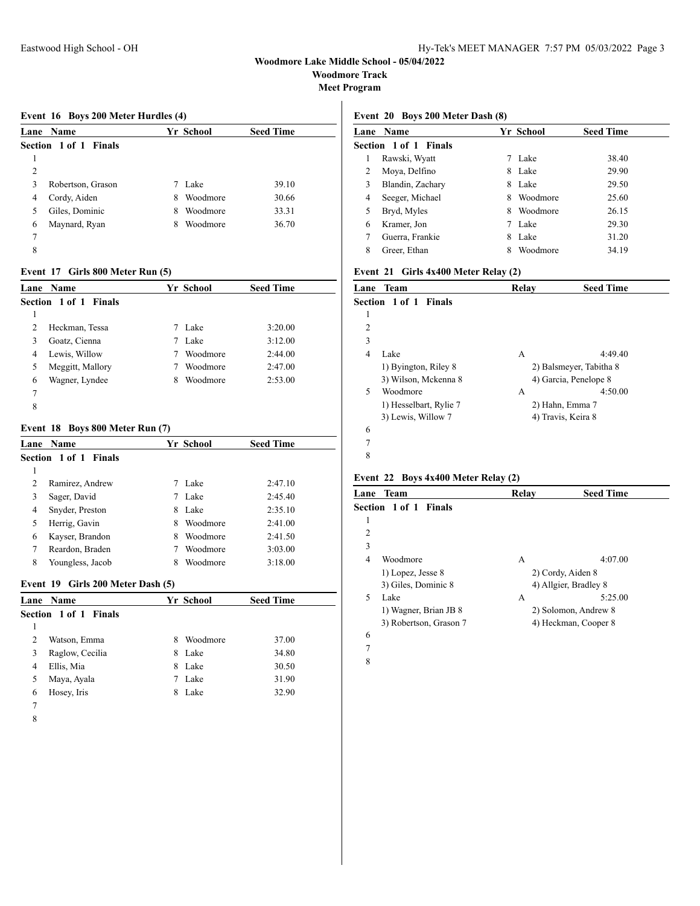Woodmore Lake Middle School - 05/04/2022
Woodmore Track
Meet Program

### Event 16 Boys 200 Meter Hurdles (4)

| Lane | Name | Yr | School | Seed Time |
|---|---|---|---|---|
| **Section 1 of 1 Finals** | | | | |
| 1 | | | | |
| 2 | | | | |
| 3 | Robertson, Grason | 7 | Lake | 39.10 |
| 4 | Cordy, Aiden | 8 | Woodmore | 30.66 |
| 5 | Giles, Dominic | 8 | Woodmore | 33.31 |
| 6 | Maynard, Ryan | 8 | Woodmore | 36.70 |
| 7 | | | | |
| 8 | | | | |

### Event 17 Girls 800 Meter Run (5)

| Lane | Name | Yr | School | Seed Time |
|---|---|---|---|---|
| **Section 1 of 1 Finals** | | | | |
| 1 | | | | |
| 2 | Heckman, Tessa | 7 | Lake | 3:20.00 |
| 3 | Goatz, Cienna | 7 | Lake | 3:12.00 |
| 4 | Lewis, Willow | 7 | Woodmore | 2:44.00 |
| 5 | Meggitt, Mallory | 7 | Woodmore | 2:47.00 |
| 6 | Wagner, Lyndee | 8 | Woodmore | 2:53.00 |
| 7 | | | | |
| 8 | | | | |

### Event 18 Boys 800 Meter Run (7)

| Lane | Name | Yr | School | Seed Time |
|---|---|---|---|---|
| **Section 1 of 1 Finals** | | | | |
| 1 | | | | |
| 2 | Ramirez, Andrew | 7 | Lake | 2:47.10 |
| 3 | Sager, David | 7 | Lake | 2:45.40 |
| 4 | Snyder, Preston | 8 | Lake | 2:35.10 |
| 5 | Herrig, Gavin | 8 | Woodmore | 2:41.00 |
| 6 | Kayser, Brandon | 8 | Woodmore | 2:41.50 |
| 7 | Reardon, Braden | 7 | Woodmore | 3:03.00 |
| 8 | Youngless, Jacob | 8 | Woodmore | 3:18.00 |

### Event 19 Girls 200 Meter Dash (5)

| Lane | Name | Yr | School | Seed Time |
|---|---|---|---|---|
| **Section 1 of 1 Finals** | | | | |
| 1 | | | | |
| 2 | Watson, Emma | 8 | Woodmore | 37.00 |
| 3 | Raglow, Cecilia | 8 | Lake | 34.80 |
| 4 | Ellis, Mia | 8 | Lake | 30.50 |
| 5 | Maya, Ayala | 7 | Lake | 31.90 |
| 6 | Hosey, Iris | 8 | Lake | 32.90 |
| 7 | | | | |
| 8 | | | | |

### Event 20 Boys 200 Meter Dash (8)

| Lane | Name | Yr | School | Seed Time |
|---|---|---|---|---|
| **Section 1 of 1 Finals** | | | | |
| 1 | Rawski, Wyatt | 7 | Lake | 38.40 |
| 2 | Moya, Delfino | 8 | Lake | 29.90 |
| 3 | Blandin, Zachary | 8 | Lake | 29.50 |
| 4 | Seeger, Michael | 8 | Woodmore | 25.60 |
| 5 | Bryd, Myles | 8 | Woodmore | 26.15 |
| 6 | Kramer, Jon | 7 | Lake | 29.30 |
| 7 | Guerra, Frankie | 8 | Lake | 31.20 |
| 8 | Greer, Ethan | 8 | Woodmore | 34.19 |

### Event 21 Girls 4x400 Meter Relay (2)

| Lane | Team | Relay | Seed Time |
|---|---|---|---|
| **Section 1 of 1 Finals** | | | |
| 1 | | | |
| 2 | | | |
| 3 | | | |
| 4 | Lake | A | 4:49.40 |
| | 1) Byington, Riley 8 | 2) Balsmeyer, Tabitha 8 | |
| | 3) Wilson, Mckenna 8 | 4) Garcia, Penelope 8 | |
| 5 | Woodmore | A | 4:50.00 |
| | 1) Hesselbart, Rylie 7 | 2) Hahn, Emma 7 | |
| | 3) Lewis, Willow 7 | 4) Travis, Keira 8 | |
| 6 | | | |
| 7 | | | |
| 8 | | | |

### Event 22 Boys 4x400 Meter Relay (2)

| Lane | Team | Relay | Seed Time |
|---|---|---|---|
| **Section 1 of 1 Finals** | | | |
| 1 | | | |
| 2 | | | |
| 3 | | | |
| 4 | Woodmore | A | 4:07.00 |
| | 1) Lopez, Jesse 8 | 2) Cordy, Aiden 8 | |
| | 3) Giles, Dominic 8 | 4) Allgier, Bradley 8 | |
| 5 | Lake | A | 5:25.00 |
| | 1) Wagner, Brian JB 8 | 2) Solomon, Andrew 8 | |
| | 3) Robertson, Grason 7 | 4) Heckman, Cooper 8 | |
| 6 | | | |
| 7 | | | |
| 8 | | | |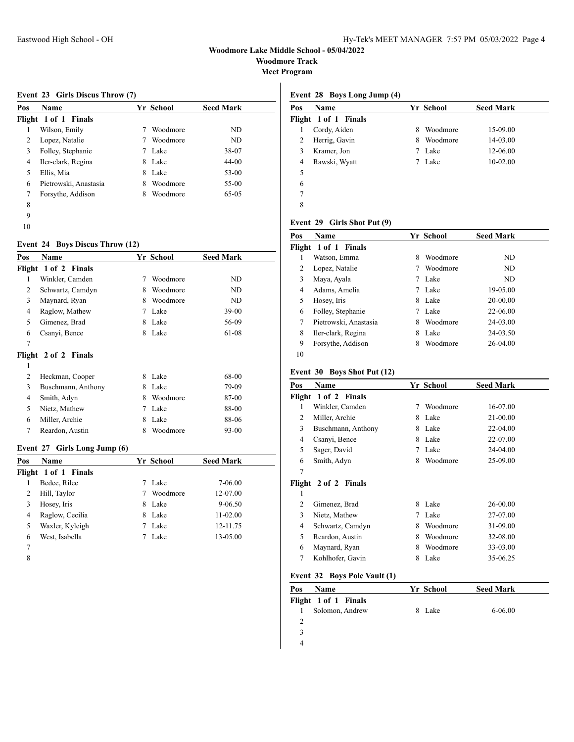**Woodmore Lake Middle School - 05/04/2022**
**Woodmore Track**
**Meet Program**

### Event 23 Girls Discus Throw (7)

| Pos | Name | Yr | School | Seed Mark |
|---|---|---|---|---|
| **Flight 1 of 1 Finals** | | | | |
| 1 | Wilson, Emily | 7 | Woodmore | ND |
| 2 | Lopez, Natalie | 7 | Woodmore | ND |
| 3 | Folley, Stephanie | 7 | Lake | 38-07 |
| 4 | Iler-clark, Regina | 8 | Lake | 44-00 |
| 5 | Ellis, Mia | 8 | Lake | 53-00 |
| 6 | Pietrowski, Anastasia | 8 | Woodmore | 55-00 |
| 7 | Forsythe, Addison | 8 | Woodmore | 65-05 |
| 8 | | | | |
| 9 | | | | |
| 10 | | | | |

### Event 24 Boys Discus Throw (12)

| Pos | Name | Yr | School | Seed Mark |
|---|---|---|---|---|
| **Flight 1 of 2 Finals** | | | | |
| 1 | Winkler, Camden | 7 | Woodmore | ND |
| 2 | Schwartz, Camdyn | 8 | Woodmore | ND |
| 3 | Maynard, Ryan | 8 | Woodmore | ND |
| 4 | Raglow, Mathew | 7 | Lake | 39-00 |
| 5 | Gimenez, Brad | 8 | Lake | 56-09 |
| 6 | Csanyi, Bence | 8 | Lake | 61-08 |
| 7 | | | | |
| **Flight 2 of 2 Finals** | | | | |
| 1 | | | | |
| 2 | Heckman, Cooper | 8 | Lake | 68-00 |
| 3 | Buschmann, Anthony | 8 | Lake | 79-09 |
| 4 | Smith, Adyn | 8 | Woodmore | 87-00 |
| 5 | Nietz, Mathew | 7 | Lake | 88-00 |
| 6 | Miller, Archie | 8 | Lake | 88-06 |
| 7 | Reardon, Austin | 8 | Woodmore | 93-00 |

### Event 27 Girls Long Jump (6)

| Pos | Name | Yr | School | Seed Mark |
|---|---|---|---|---|
| **Flight 1 of 1 Finals** | | | | |
| 1 | Bedee, Rilee | 7 | Lake | 7-06.00 |
| 2 | Hill, Taylor | 7 | Woodmore | 12-07.00 |
| 3 | Hosey, Iris | 8 | Lake | 9-06.50 |
| 4 | Raglow, Cecilia | 8 | Lake | 11-02.00 |
| 5 | Waxler, Kyleigh | 7 | Lake | 12-11.75 |
| 6 | West, Isabella | 7 | Lake | 13-05.00 |
| 7 | | | | |
| 8 | | | | |

### Event 28 Boys Long Jump (4)

| Pos | Name | Yr | School | Seed Mark |
|---|---|---|---|---|
| **Flight 1 of 1 Finals** | | | | |
| 1 | Cordy, Aiden | 8 | Woodmore | 15-09.00 |
| 2 | Herrig, Gavin | 8 | Woodmore | 14-03.00 |
| 3 | Kramer, Jon | 7 | Lake | 12-06.00 |
| 4 | Rawski, Wyatt | 7 | Lake | 10-02.00 |
| 5 | | | | |
| 6 | | | | |
| 7 | | | | |
| 8 | | | | |

### Event 29 Girls Shot Put (9)

| Pos | Name | Yr | School | Seed Mark |
|---|---|---|---|---|
| **Flight 1 of 1 Finals** | | | | |
| 1 | Watson, Emma | 8 | Woodmore | ND |
| 2 | Lopez, Natalie | 7 | Woodmore | ND |
| 3 | Maya, Ayala | 7 | Lake | ND |
| 4 | Adams, Amelia | 7 | Lake | 19-05.00 |
| 5 | Hosey, Iris | 8 | Lake | 20-00.00 |
| 6 | Folley, Stephanie | 7 | Lake | 22-06.00 |
| 7 | Pietrowski, Anastasia | 8 | Woodmore | 24-03.00 |
| 8 | Iler-clark, Regina | 8 | Lake | 24-03.50 |
| 9 | Forsythe, Addison | 8 | Woodmore | 26-04.00 |
| 10 | | | | |

### Event 30 Boys Shot Put (12)

| Pos | Name | Yr | School | Seed Mark |
|---|---|---|---|---|
| **Flight 1 of 2 Finals** | | | | |
| 1 | Winkler, Camden | 7 | Woodmore | 16-07.00 |
| 2 | Miller, Archie | 8 | Lake | 21-00.00 |
| 3 | Buschmann, Anthony | 8 | Lake | 22-04.00 |
| 4 | Csanyi, Bence | 8 | Lake | 22-07.00 |
| 5 | Sager, David | 7 | Lake | 24-04.00 |
| 6 | Smith, Adyn | 8 | Woodmore | 25-09.00 |
| 7 | | | | |
| **Flight 2 of 2 Finals** | | | | |
| 1 | | | | |
| 2 | Gimenez, Brad | 8 | Lake | 26-00.00 |
| 3 | Nietz, Mathew | 7 | Lake | 27-07.00 |
| 4 | Schwartz, Camdyn | 8 | Woodmore | 31-09.00 |
| 5 | Reardon, Austin | 8 | Woodmore | 32-08.00 |
| 6 | Maynard, Ryan | 8 | Woodmore | 33-03.00 |
| 7 | Kohlhofer, Gavin | 8 | Lake | 35-06.25 |

### Event 32 Boys Pole Vault (1)

| Pos | Name | Yr | School | Seed Mark |
|---|---|---|---|---|
| **Flight 1 of 1 Finals** | | | | |
| 1 | Solomon, Andrew | 8 | Lake | 6-06.00 |
| 2 | | | | |
| 3 | | | | |
| 4 | | | | |